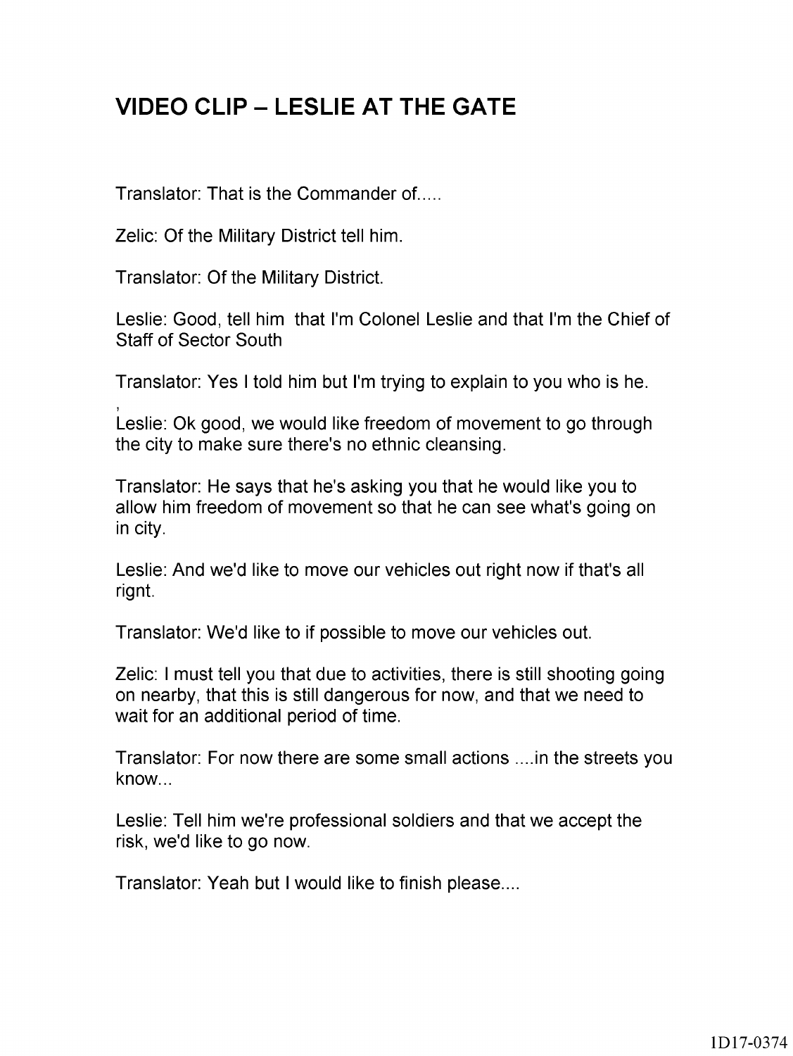# VIDEO CLIP – LESLIE AT THE GATE

Translator: That is the Commander of.....

Zelic: Of the Military District tell him.

Translator: Of the Military District.

Leslie: Good, tell him that I'm Colonel Leslie and that I'm the Chief of Staff of Sector South

Translator: Yes I told him but I'm trying to explain to you who is he.

,
Leslie: Ok good, we would like freedom of movement to go through the city to make sure there's no ethnic cleansing.

Translator: He says that he's asking you that he would like you to allow him freedom of movement so that he can see what's going on in city.

Leslie: And we'd like to move our vehicles out right now if that's all rignt.

Translator: We'd like to if possible to move our vehicles out.

Zelic: I must tell you that due to activities, there is still shooting going on nearby, that this is still dangerous for now, and that we need to wait for an additional period of time.

Translator: For now there are some small actions ....in the streets you know...

Leslie: Tell him we're professional soldiers and that we accept the risk, we'd like to go now.

Translator: Yeah but I would like to finish please....

1D17-0374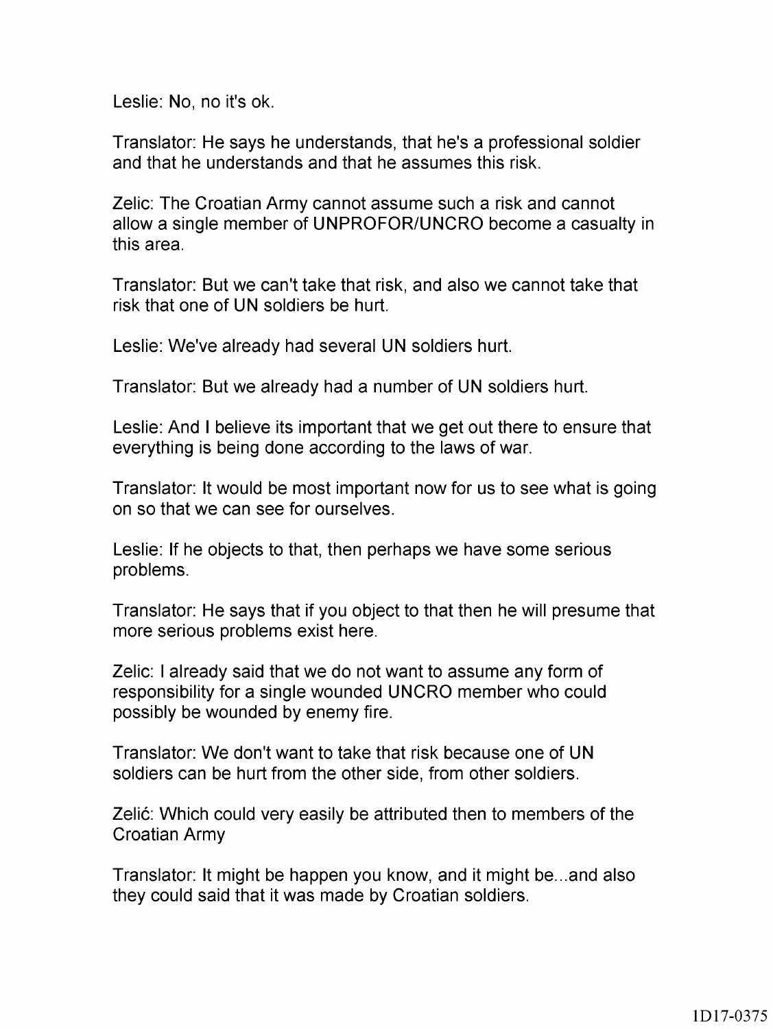Leslie: No, no it's ok.

Translator: He says he understands, that he's a professional soldier and that he understands and that he assumes this risk.

Zelic: The Croatian Army cannot assume such a risk and cannot allow a single member of UNPROFOR/UNCRO become a casualty in this area.

Translator: But we can't take that risk, and also we cannot take that risk that one of UN soldiers be hurt.

Leslie: We've already had several UN soldiers hurt.

Translator: But we already had a number of UN soldiers hurt.

Leslie: And I believe its important that we get out there to ensure that everything is being done according to the laws of war.

Translator: It would be most important now for us to see what is going on so that we can see for ourselves.

Leslie: If he objects to that, then perhaps we have some serious problems.

Translator: He says that if you object to that then he will presume that more serious problems exist here.

Zelic: I already said that we do not want to assume any form of responsibility for a single wounded UNCRO member who could possibly be wounded by enemy fire.

Translator: We don't want to take that risk because one of UN soldiers can be hurt from the other side, from other soldiers.

Zelić: Which could very easily be attributed then to members of the Croatian Army

Translator: It might be happen you know, and it might be...and also they could said that it was made by Croatian soldiers.

1D17-0375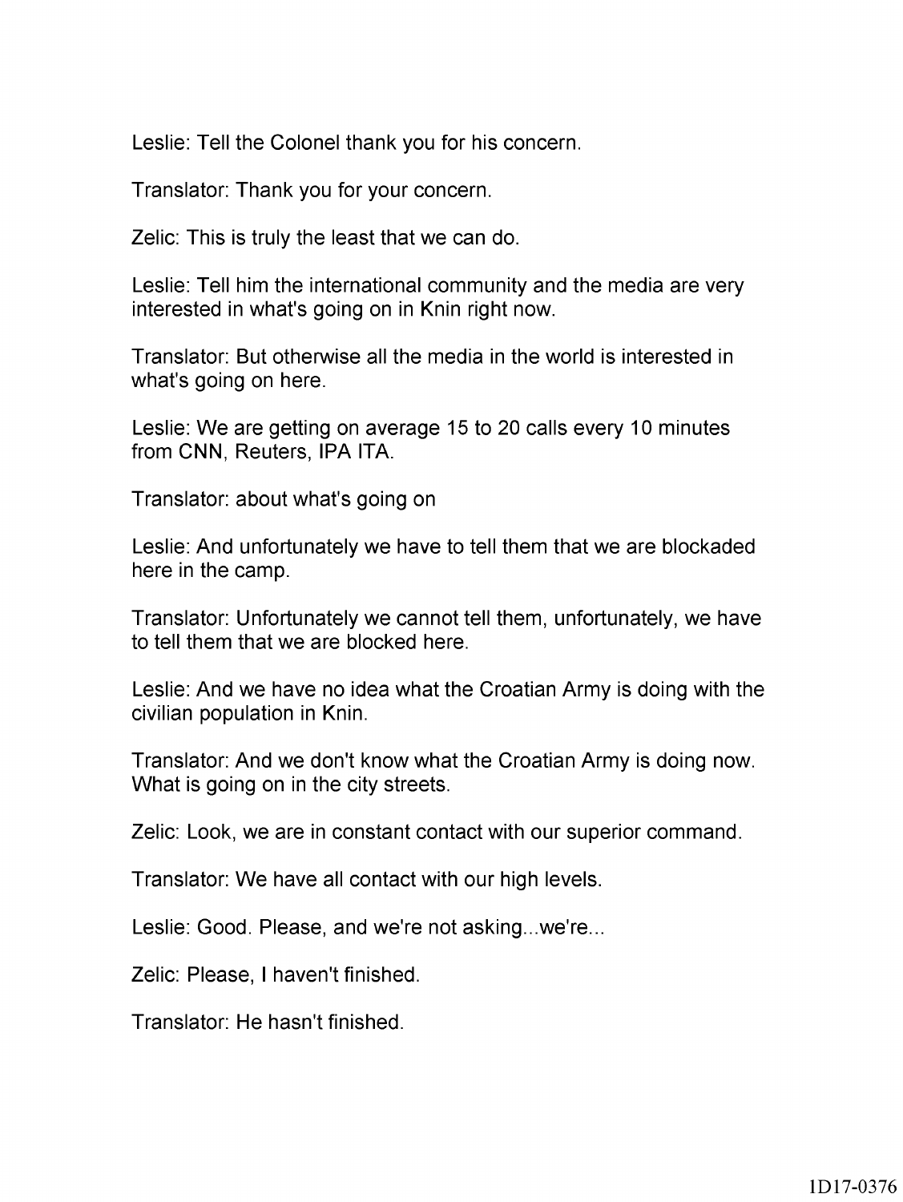Leslie: Tell the Colonel thank you for his concern.

Translator: Thank you for your concern.

Zelic: This is truly the least that we can do.

Leslie: Tell him the international community and the media are very interested in what's going on in Knin right now.

Translator: But otherwise all the media in the world is interested in what's going on here.

Leslie: We are getting on average 15 to 20 calls every 10 minutes from CNN, Reuters, IPA ITA.

Translator: about what's going on

Leslie: And unfortunately we have to tell them that we are blockaded here in the camp.

Translator: Unfortunately we cannot tell them, unfortunately, we have to tell them that we are blocked here.

Leslie: And we have no idea what the Croatian Army is doing with the civilian population in Knin.

Translator: And we don't know what the Croatian Army is doing now. What is going on in the city streets.

Zelic: Look, we are in constant contact with our superior command.

Translator: We have all contact with our high levels.

Leslie: Good. Please, and we're not asking...we're...

Zelic: Please, I haven't finished.

Translator: He hasn't finished.

1D17-0376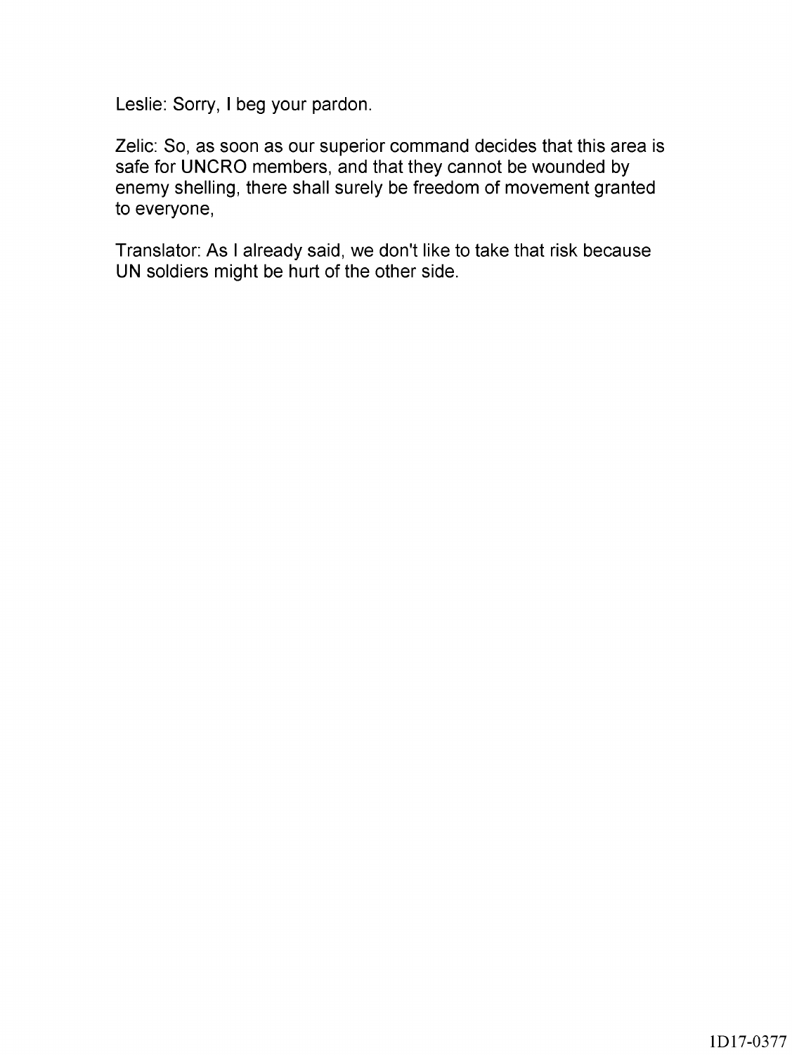Leslie: Sorry, I beg your pardon.

Zelic: So, as soon as our superior command decides that this area is safe for UNCRO members, and that they cannot be wounded by enemy shelling, there shall surely be freedom of movement granted to everyone,

Translator: As I already said, we don't like to take that risk because UN soldiers might be hurt of the other side.

1D17-0377